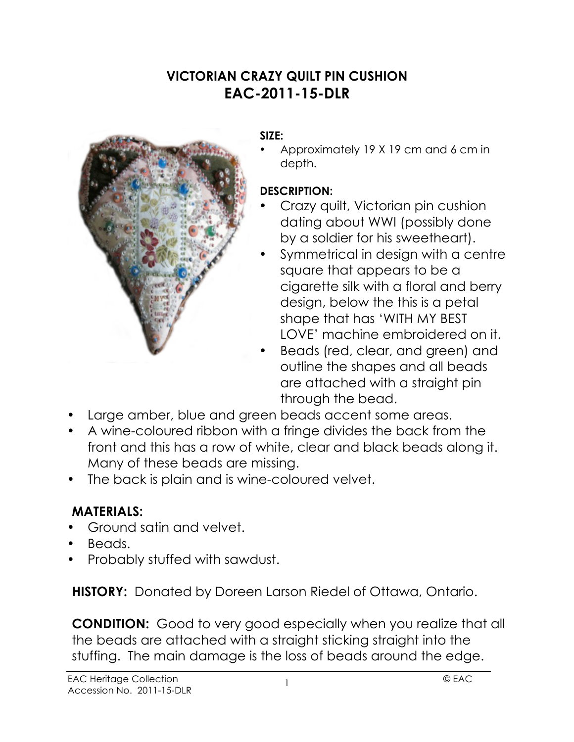# VICTORIAN CRAZY QUILT PIN CUSHION
# EAC-2011-15-DLR

**SIZE:**

- Approximately 19 X 19 cm and 6 cm in depth.

**DESCRIPTION:**

- Crazy quilt, Victorian pin cushion dating about WWI (possibly done by a soldier for his sweetheart).
- Symmetrical in design with a centre square that appears to be a cigarette silk with a floral and berry design, below the this is a petal shape that has 'WITH MY BEST LOVE' machine embroidered on it.
- Beads (red, clear, and green) and outline the shapes and all beads are attached with a straight pin through the bead.
- Large amber, blue and green beads accent some areas.
- A wine-coloured ribbon with a fringe divides the back from the front and this has a row of white, clear and black beads along it. Many of these beads are missing.
- The back is plain and is wine-coloured velvet.

**MATERIALS:**

- Ground satin and velvet.
- Beads.
- Probably stuffed with sawdust.

**HISTORY:** Donated by Doreen Larson Riedel of Ottawa, Ontario.

**CONDITION:** Good to very good especially when you realize that all the beads are attached with a straight sticking straight into the stuffing. The main damage is the loss of beads around the edge.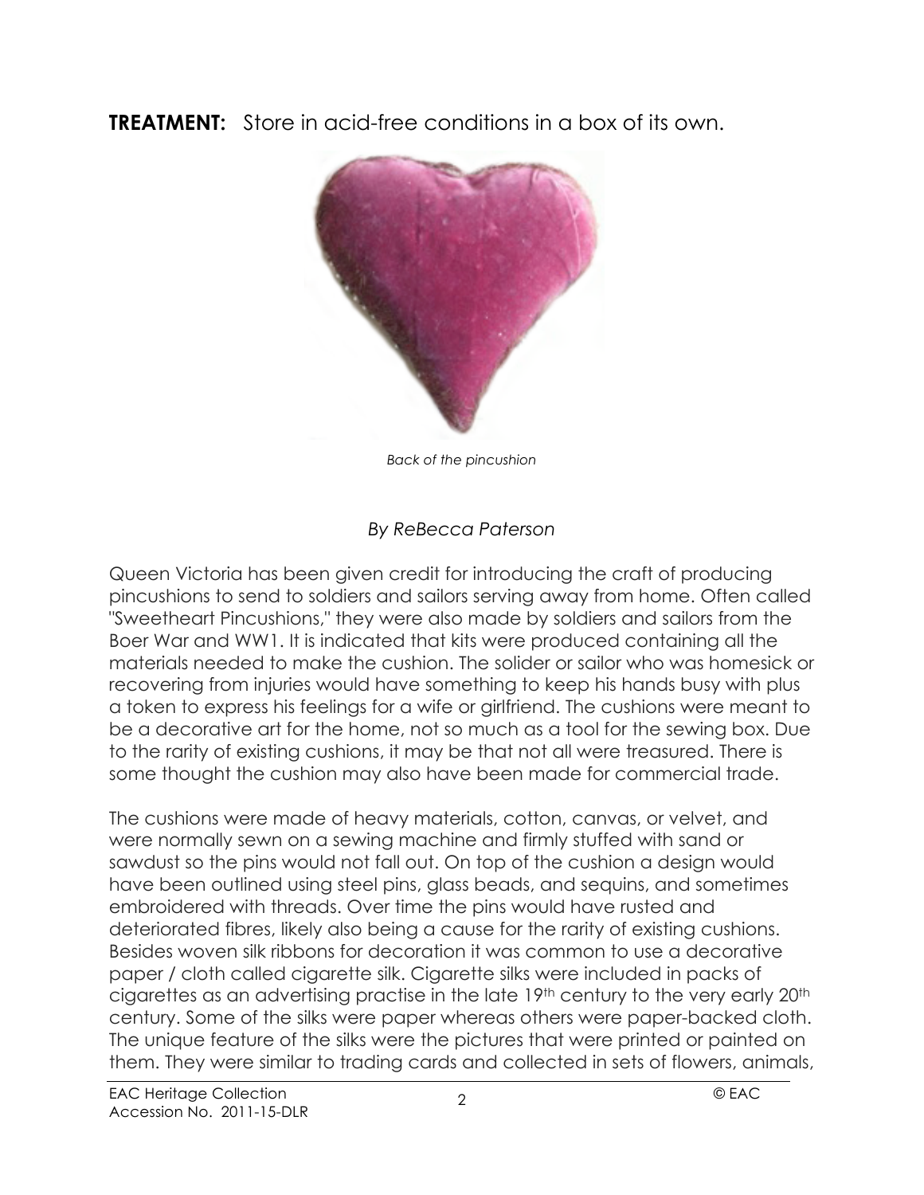**TREATMENT:** Store in acid-free conditions in a box of its own.

*Back of the pincushion*

*By ReBecca Paterson*

Queen Victoria has been given credit for introducing the craft of producing pincushions to send to soldiers and sailors serving away from home. Often called "Sweetheart Pincushions," they were also made by soldiers and sailors from the Boer War and WW1. It is indicated that kits were produced containing all the materials needed to make the cushion. The solider or sailor who was homesick or recovering from injuries would have something to keep his hands busy with plus a token to express his feelings for a wife or girlfriend. The cushions were meant to be a decorative art for the home, not so much as a tool for the sewing box. Due to the rarity of existing cushions, it may be that not all were treasured. There is some thought the cushion may also have been made for commercial trade.

The cushions were made of heavy materials, cotton, canvas, or velvet, and were normally sewn on a sewing machine and firmly stuffed with sand or sawdust so the pins would not fall out. On top of the cushion a design would have been outlined using steel pins, glass beads, and sequins, and sometimes embroidered with threads. Over time the pins would have rusted and deteriorated fibres, likely also being a cause for the rarity of existing cushions. Besides woven silk ribbons for decoration it was common to use a decorative paper / cloth called cigarette silk. Cigarette silks were included in packs of cigarettes as an advertising practise in the late 19th century to the very early 20th century. Some of the silks were paper whereas others were paper-backed cloth. The unique feature of the silks were the pictures that were printed or painted on them. They were similar to trading cards and collected in sets of flowers, animals,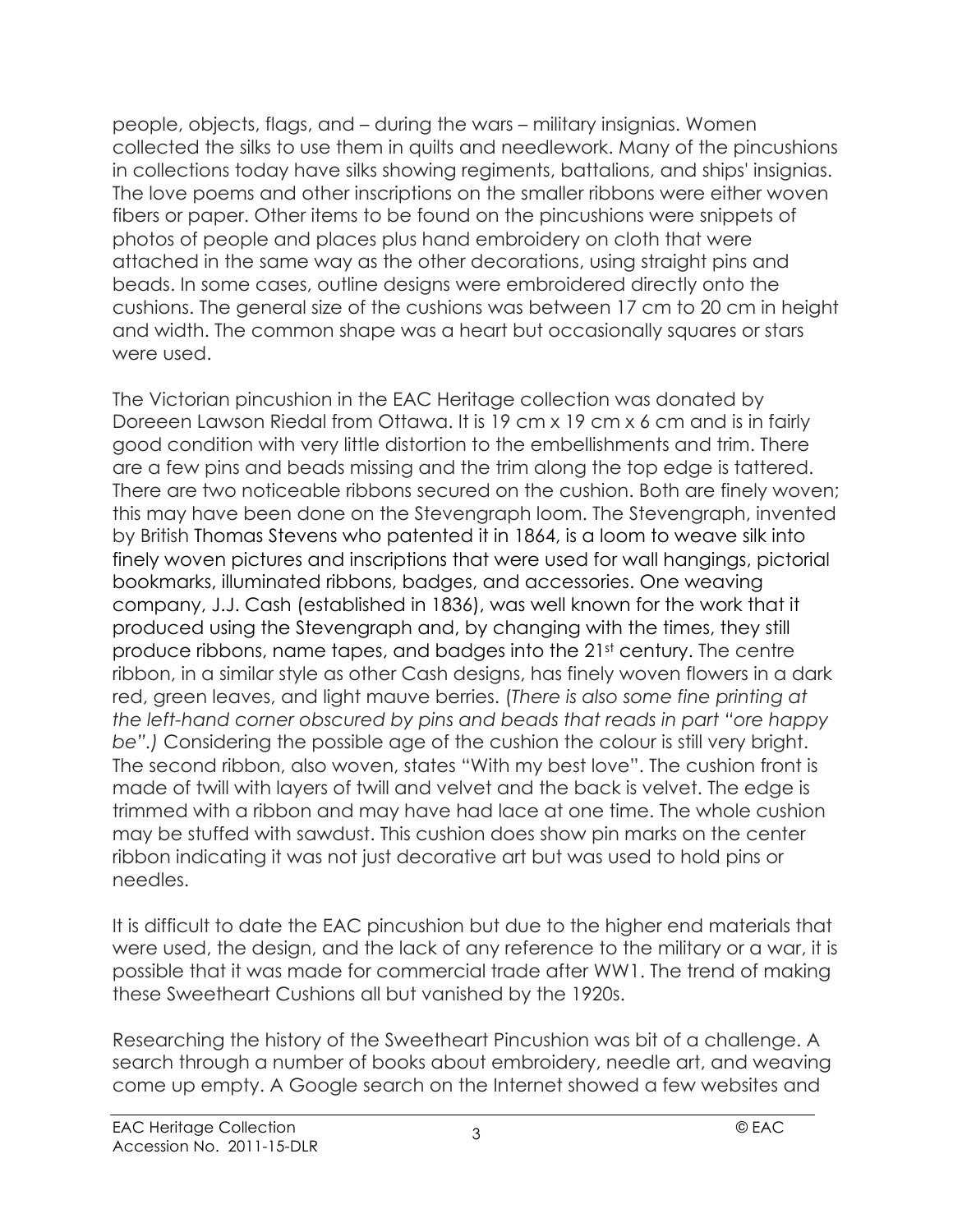people, objects, flags, and – during the wars – military insignias. Women collected the silks to use them in quilts and needlework. Many of the pincushions in collections today have silks showing regiments, battalions, and ships' insignias. The love poems and other inscriptions on the smaller ribbons were either woven fibers or paper. Other items to be found on the pincushions were snippets of photos of people and places plus hand embroidery on cloth that were attached in the same way as the other decorations, using straight pins and beads. In some cases, outline designs were embroidered directly onto the cushions. The general size of the cushions was between 17 cm to 20 cm in height and width. The common shape was a heart but occasionally squares or stars were used.

The Victorian pincushion in the EAC Heritage collection was donated by Doreeen Lawson Riedal from Ottawa. It is 19 cm x 19 cm x 6 cm and is in fairly good condition with very little distortion to the embellishments and trim. There are a few pins and beads missing and the trim along the top edge is tattered. There are two noticeable ribbons secured on the cushion. Both are finely woven; this may have been done on the Stevengraph loom. The Stevengraph, invented by British Thomas Stevens who patented it in 1864, is a loom to weave silk into finely woven pictures and inscriptions that were used for wall hangings, pictorial bookmarks, illuminated ribbons, badges, and accessories. One weaving company, J.J. Cash (established in 1836), was well known for the work that it produced using the Stevengraph and, by changing with the times, they still produce ribbons, name tapes, and badges into the 21st century. The centre ribbon, in a similar style as other Cash designs, has finely woven flowers in a dark red, green leaves, and light mauve berries. (*There is also some fine printing at the left-hand corner obscured by pins and beads that reads in part "ore happy be".)* Considering the possible age of the cushion the colour is still very bright. The second ribbon, also woven, states "With my best love". The cushion front is made of twill with layers of twill and velvet and the back is velvet. The edge is trimmed with a ribbon and may have had lace at one time. The whole cushion may be stuffed with sawdust. This cushion does show pin marks on the center ribbon indicating it was not just decorative art but was used to hold pins or needles.

It is difficult to date the EAC pincushion but due to the higher end materials that were used, the design, and the lack of any reference to the military or a war, it is possible that it was made for commercial trade after WW1. The trend of making these Sweetheart Cushions all but vanished by the 1920s.

Researching the history of the Sweetheart Pincushion was bit of a challenge. A search through a number of books about embroidery, needle art, and weaving come up empty. A Google search on the Internet showed a few websites and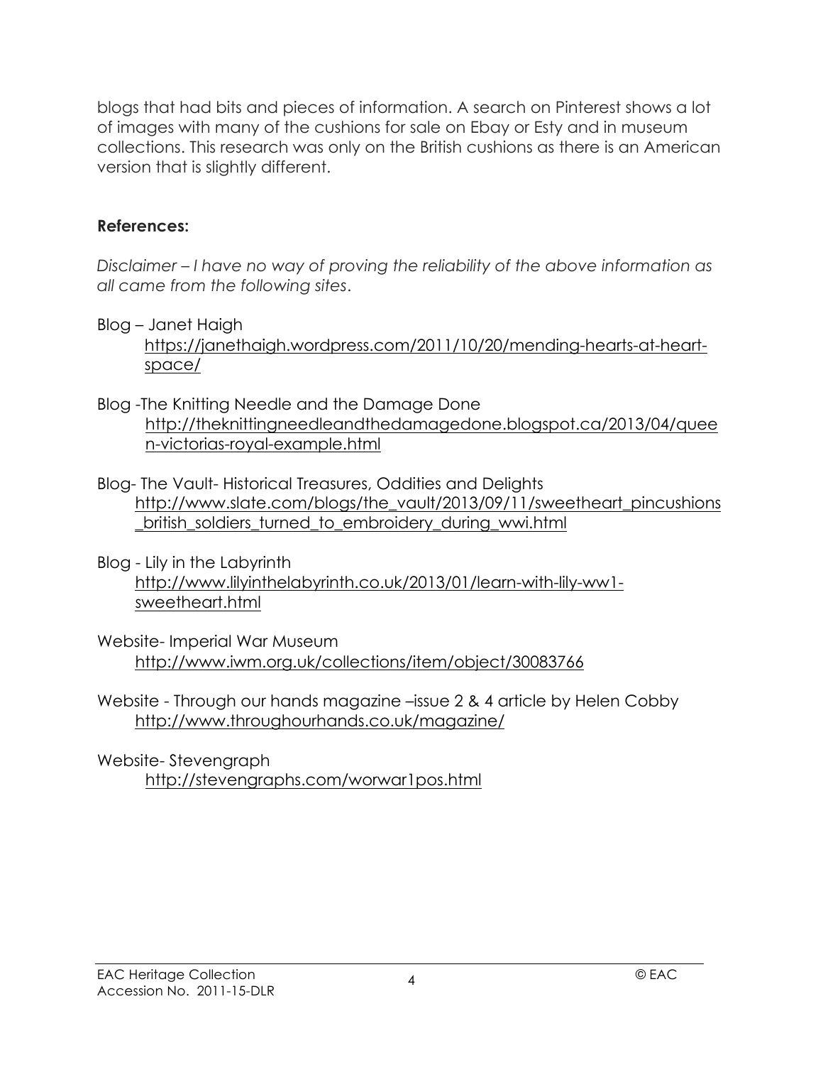blogs that had bits and pieces of information. A search on Pinterest shows a lot of images with many of the cushions for sale on Ebay or Esty and in museum collections. This research was only on the British cushions as there is an American version that is slightly different.

**References:**

*Disclaimer – I have no way of proving the reliability of the above information as all came from the following sites*.

Blog – Janet Haigh
https://janethaigh.wordpress.com/2011/10/20/mending-hearts-at-heart-space/

Blog -The Knitting Needle and the Damage Done
http://theknittingneedleandthedamagedone.blogspot.ca/2013/04/queen-victorias-royal-example.html

Blog- The Vault- Historical Treasures, Oddities and Delights
http://www.slate.com/blogs/the_vault/2013/09/11/sweetheart_pincushions_british_soldiers_turned_to_embroidery_during_wwi.html

Blog - Lily in the Labyrinth
http://www.lilyinthelabyrinth.co.uk/2013/01/learn-with-lily-ww1-sweetheart.html

Website- Imperial War Museum
http://www.iwm.org.uk/collections/item/object/30083766

Website - Through our hands magazine –issue 2 & 4 article by Helen Cobby
http://www.throughourhands.co.uk/magazine/

Website- Stevengraph
http://stevengraphs.com/worwar1pos.html